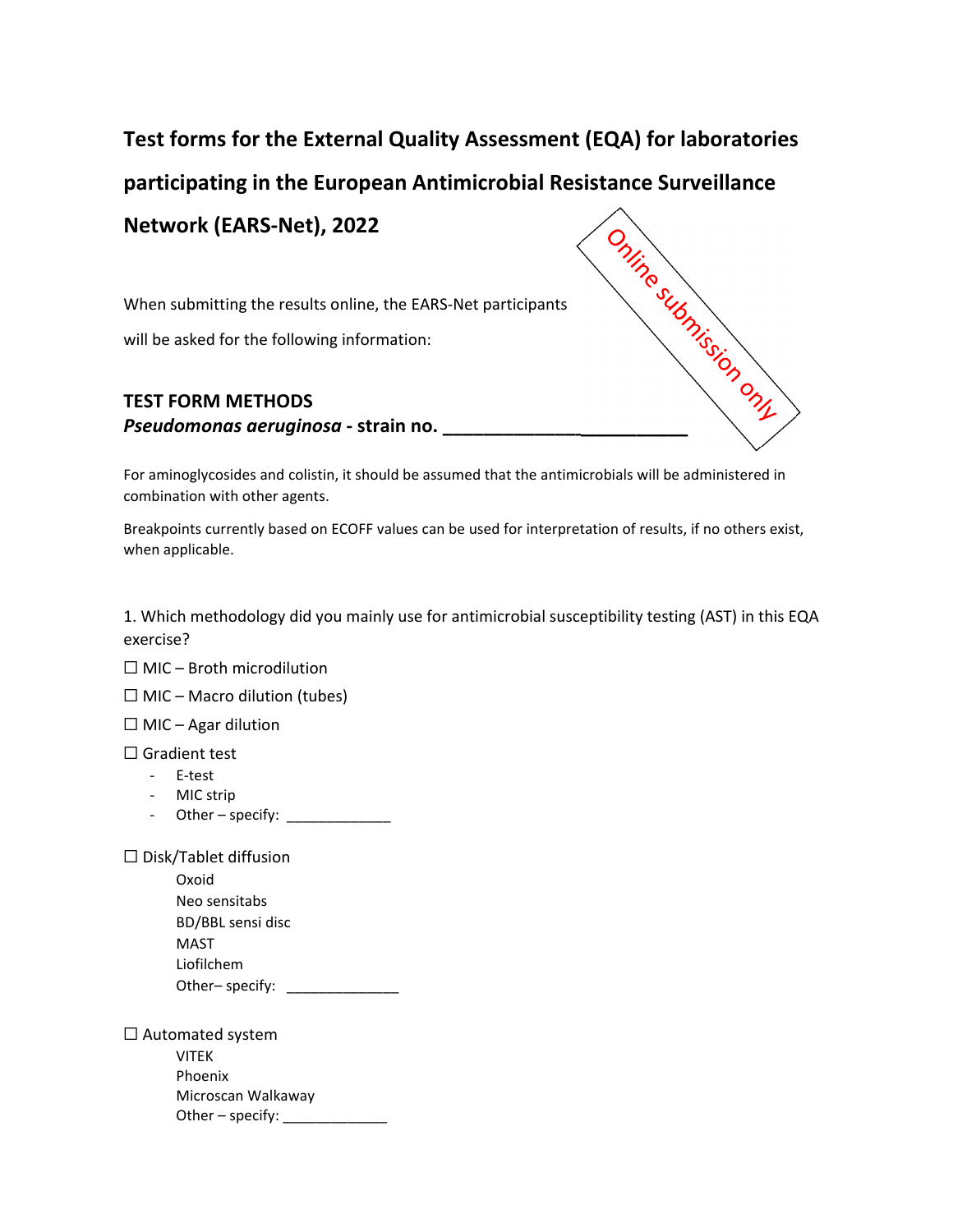# Test forms for the External Quality Assessment (EQA) for laboratories participating in the European Antimicrobial Resistance Surveillance Network (EARS-Net), 2022

Online submission only

When submitting the results online, the EARS-Net participants will be asked for the following information:

## TEST FORM METHODS

***Pseudomonas aeruginosa*** **- strain no. \_\_\_\_\_\_\_\_\_\_\_\_\_\_\_\_\_\_\_\_\_\_\_\_\_\_\_**

For aminoglycosides and colistin, it should be assumed that the antimicrobials will be administered in combination with other agents.

Breakpoints currently based on ECOFF values can be used for interpretation of results, if no others exist, when applicable.

1. Which methodology did you mainly use for antimicrobial susceptibility testing (AST) in this EQA exercise?

☐ MIC – Broth microdilution

☐ MIC – Macro dilution (tubes)

☐ MIC – Agar dilution

☐ Gradient test
- E-test
- MIC strip
- Other – specify: \_\_\_\_\_\_\_\_\_\_\_\_\_

☐ Disk/Tablet diffusion

Oxoid
Neo sensitabs
BD/BBL sensi disc
MAST
Liofilchem
Other– specify: \_\_\_\_\_\_\_\_\_\_\_\_\_\_

☐ Automated system

VITEK
Phoenix
Microscan Walkaway
Other – specify: \_\_\_\_\_\_\_\_\_\_\_\_\_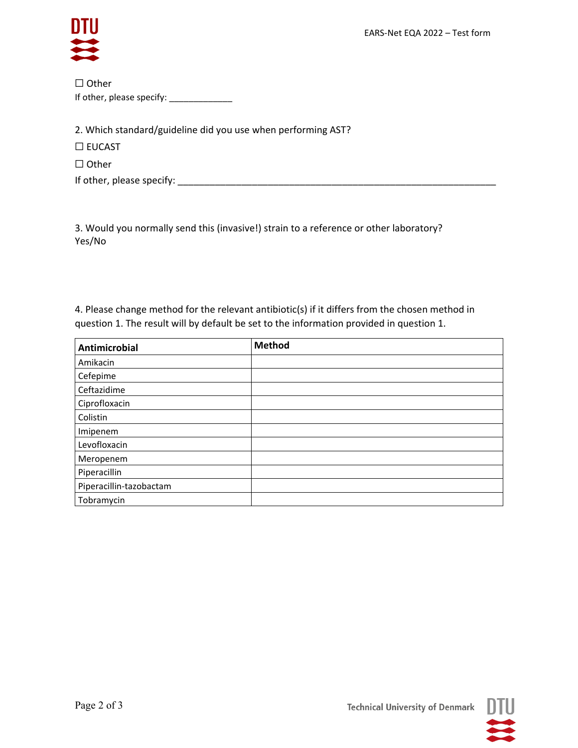☐ Other

If other, please specify: _____________

2. Which standard/guideline did you use when performing AST?

☐ EUCAST

☐ Other

If other, please specify: _________________________________________________________________

3. Would you normally send this (invasive!) strain to a reference or other laboratory?
Yes/No

4. Please change method for the relevant antibiotic(s) if it differs from the chosen method in question 1. The result will by default be set to the information provided in question 1.

| **Antimicrobial** | **Method** |
| --- | --- |
| Amikacin | |
| Cefepime | |
| Ceftazidime | |
| Ciprofloxacin | |
| Colistin | |
| Imipenem | |
| Levofloxacin | |
| Meropenem | |
| Piperacillin | |
| Piperacillin-tazobactam | |
| Tobramycin | |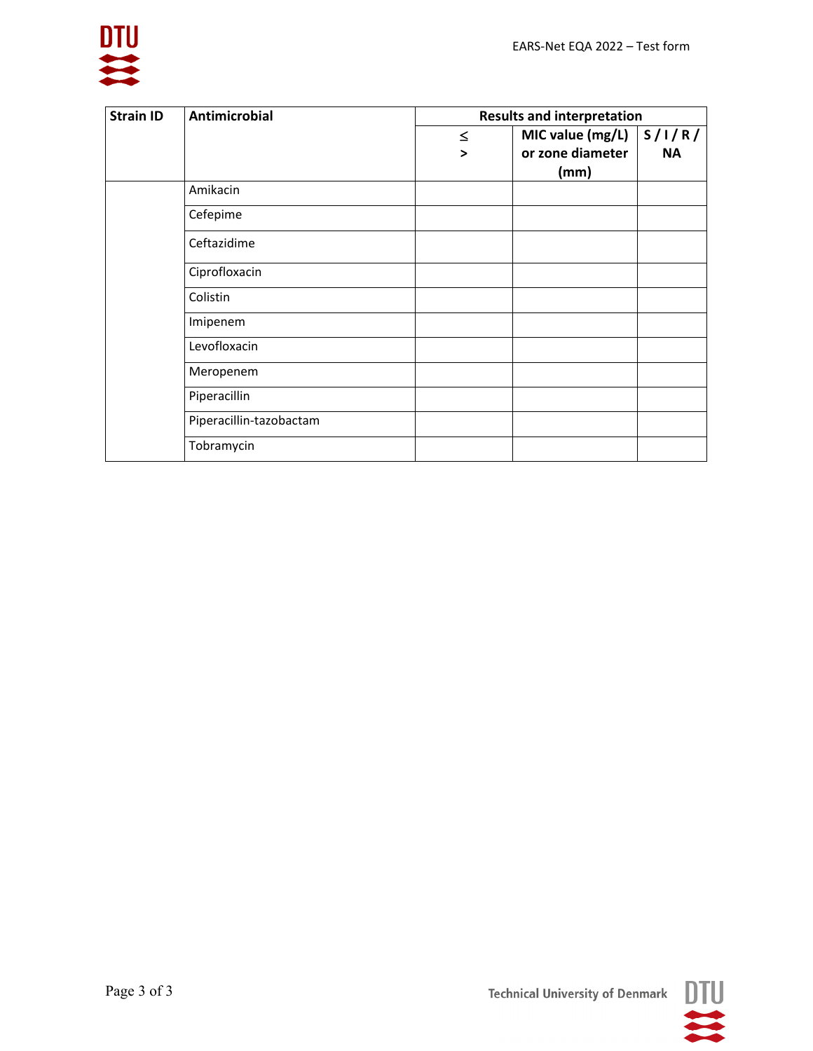| Strain ID | Antimicrobial | Results and interpretation | | |
|---|---|---|---|---|
| | | ≤ > | MIC value (mg/L) or zone diameter (mm) | S / I / R / NA |
| | Amikacin | | | |
| | Cefepime | | | |
| | Ceftazidime | | | |
| | Ciprofloxacin | | | |
| | Colistin | | | |
| | Imipenem | | | |
| | Levofloxacin | | | |
| | Meropenem | | | |
| | Piperacillin | | | |
| | Piperacillin-tazobactam | | | |
| | Tobramycin | | | |